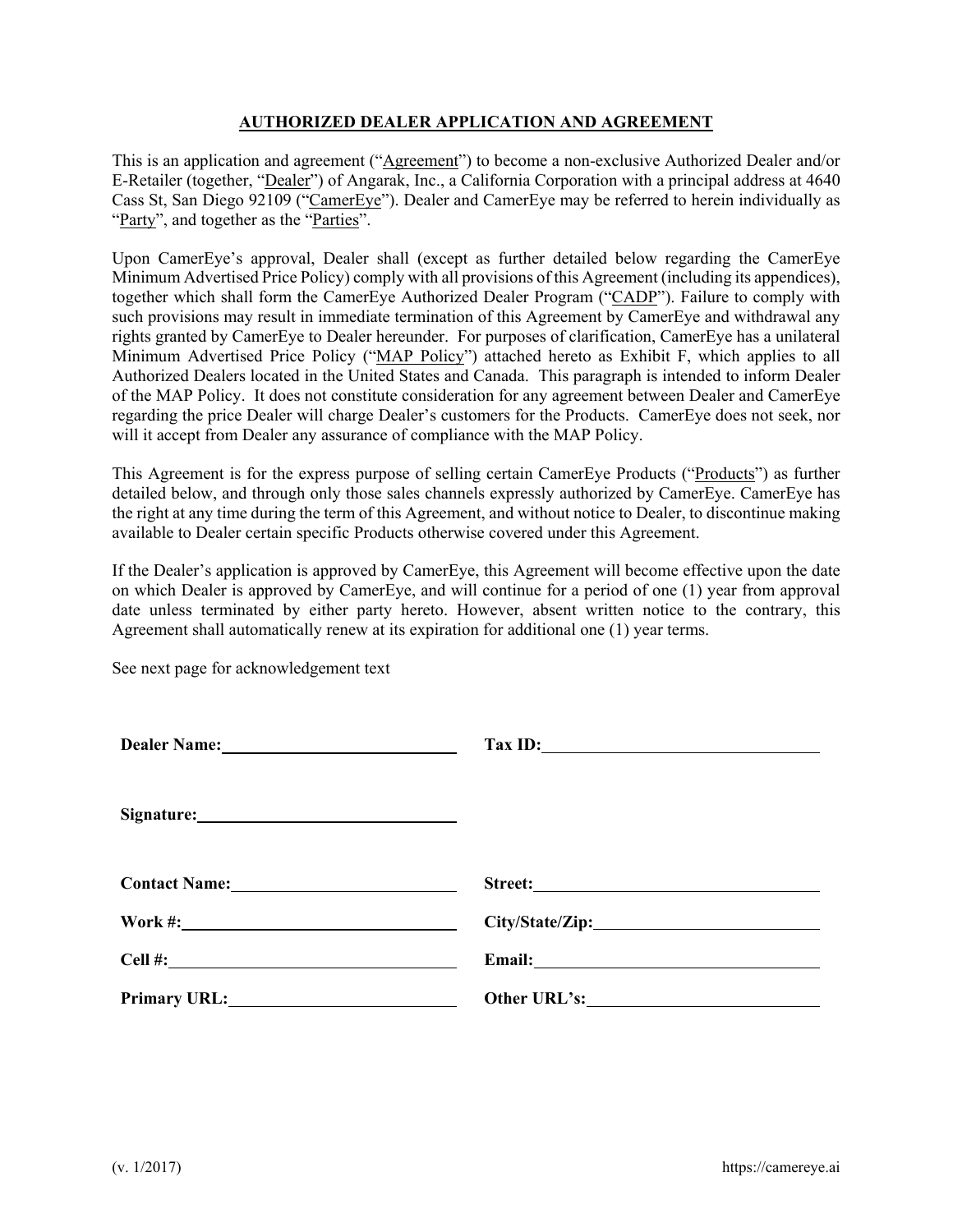**AUTHORIZED DEALER APPLICATION AND AGREEMENT**

This is an application and agreement ("Agreement") to become a non-exclusive Authorized Dealer and/or E-Retailer (together, "Dealer") of Angarak, Inc., a California Corporation with a principal address at 4640 Cass St, San Diego 92109 ("CamerEye"). Dealer and CamerEye may be referred to herein individually as "Party", and together as the "Parties".

Upon CamerEye's approval, Dealer shall (except as further detailed below regarding the CamerEye Minimum Advertised Price Policy) comply with all provisions of this Agreement (including its appendices), together which shall form the CamerEye Authorized Dealer Program ("CADP"). Failure to comply with such provisions may result in immediate termination of this Agreement by CamerEye and withdrawal any rights granted by CamerEye to Dealer hereunder. For purposes of clarification, CamerEye has a unilateral Minimum Advertised Price Policy ("MAP Policy") attached hereto as Exhibit F, which applies to all Authorized Dealers located in the United States and Canada. This paragraph is intended to inform Dealer of the MAP Policy. It does not constitute consideration for any agreement between Dealer and CamerEye regarding the price Dealer will charge Dealer's customers for the Products. CamerEye does not seek, nor will it accept from Dealer any assurance of compliance with the MAP Policy.

This Agreement is for the express purpose of selling certain CamerEye Products ("Products") as further detailed below, and through only those sales channels expressly authorized by CamerEye. CamerEye has the right at any time during the term of this Agreement, and without notice to Dealer, to discontinue making available to Dealer certain specific Products otherwise covered under this Agreement.

If the Dealer's application is approved by CamerEye, this Agreement will become effective upon the date on which Dealer is approved by CamerEye, and will continue for a period of one (1) year from approval date unless terminated by either party hereto. However, absent written notice to the contrary, this Agreement shall automatically renew at its expiration for additional one (1) year terms.

See next page for acknowledgement text

**Dealer Name:** ______________________ **Tax ID:** ______________________

**Signature:** ______________________

**Contact Name:** ______________________ **Street:** ______________________

**Work #:** ______________________ **City/State/Zip:** ______________________

**Cell #:** ______________________ **Email:** ______________________

**Primary URL:** ______________________ **Other URL's:** ______________________

(v. 1/2017) https://camereye.ai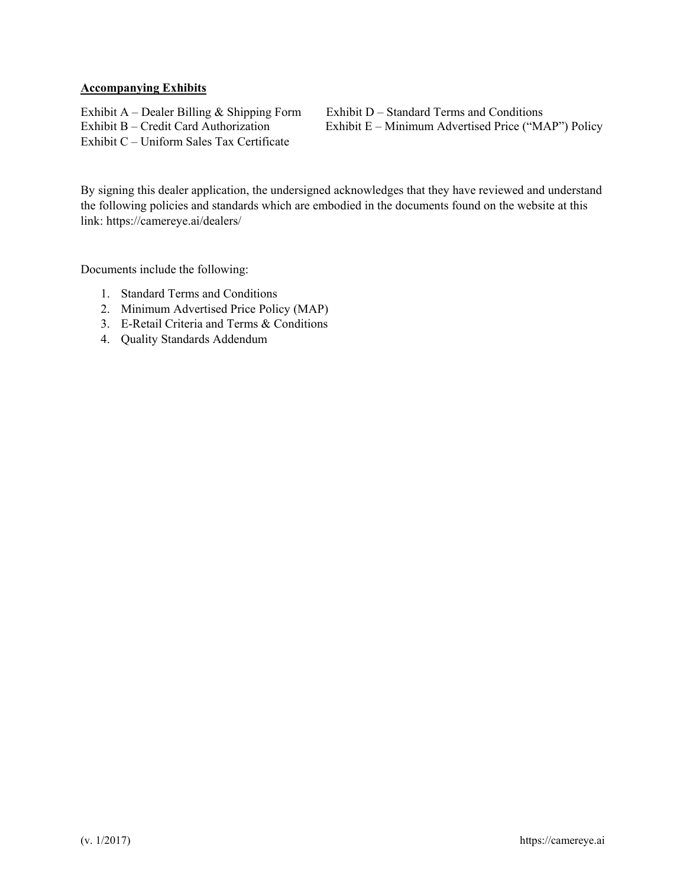**Accompanying Exhibits**

Exhibit A – Dealer Billing & Shipping Form
Exhibit B – Credit Card Authorization
Exhibit C – Uniform Sales Tax Certificate
Exhibit D – Standard Terms and Conditions
Exhibit E – Minimum Advertised Price ("MAP") Policy

By signing this dealer application, the undersigned acknowledges that they have reviewed and understand the following policies and standards which are embodied in the documents found on the website at this link: https://camereye.ai/dealers/

Documents include the following:

1. Standard Terms and Conditions
2. Minimum Advertised Price Policy (MAP)
3. E-Retail Criteria and Terms & Conditions
4. Quality Standards Addendum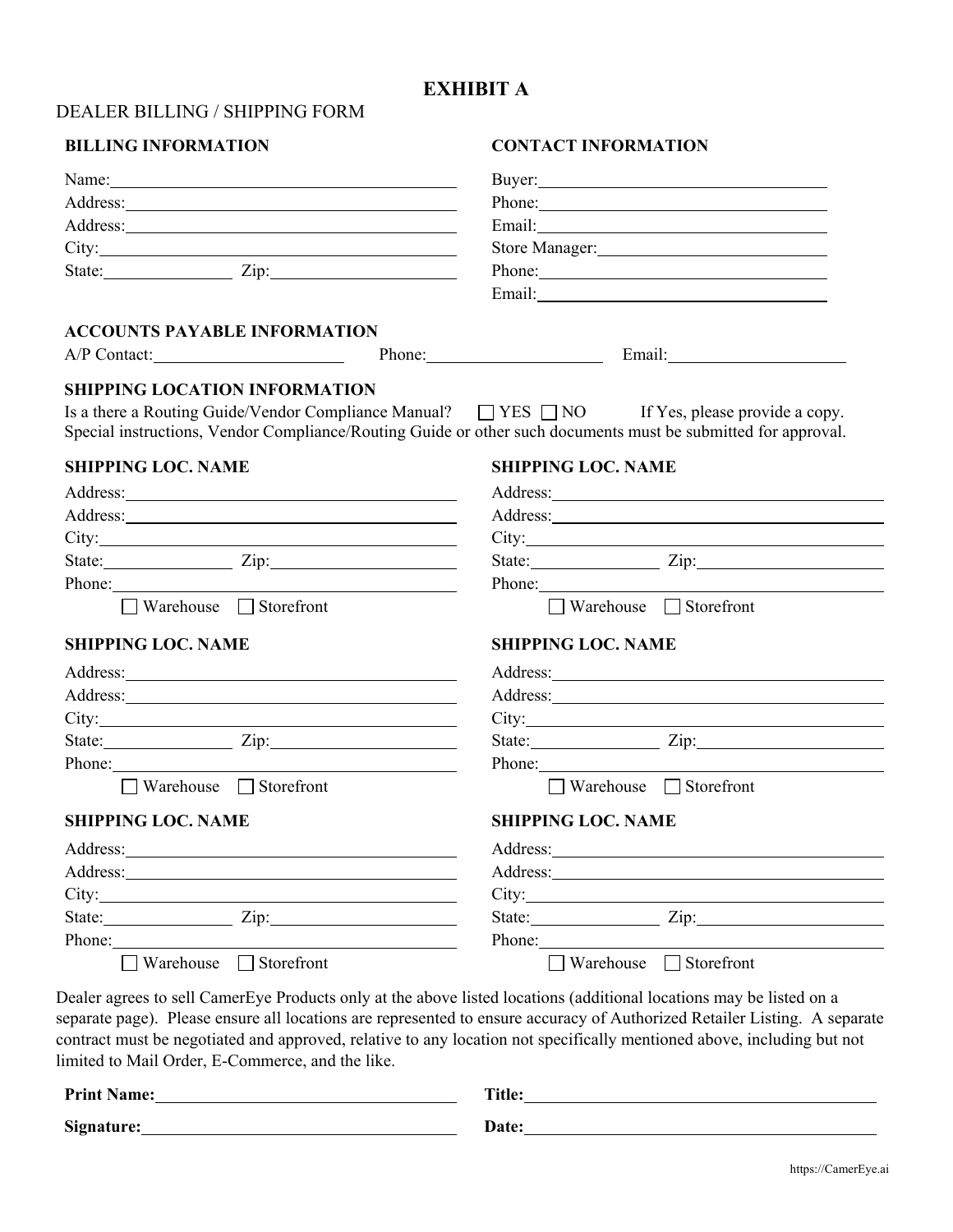# EXHIBIT A

DEALER BILLING / SHIPPING FORM

**BILLING INFORMATION**

Name: \_\_\_\_\_\_\_\_\_\_\_\_\_\_\_\_\_\_\_\_

Address: \_\_\_\_\_\_\_\_\_\_\_\_\_\_\_\_\_\_\_\_

Address: \_\_\_\_\_\_\_\_\_\_\_\_\_\_\_\_\_\_\_\_

City: \_\_\_\_\_\_\_\_\_\_\_\_\_\_\_\_\_\_\_\_

State: \_\_\_\_\_\_\_\_\_\_ Zip: \_\_\_\_\_\_\_\_\_\_

**CONTACT INFORMATION**

Buyer: \_\_\_\_\_\_\_\_\_\_\_\_\_\_\_\_\_\_\_\_

Phone: \_\_\_\_\_\_\_\_\_\_\_\_\_\_\_\_\_\_\_\_

Email: \_\_\_\_\_\_\_\_\_\_\_\_\_\_\_\_\_\_\_\_

Store Manager: \_\_\_\_\_\_\_\_\_\_\_\_\_\_\_\_\_\_\_\_

Phone: \_\_\_\_\_\_\_\_\_\_\_\_\_\_\_\_\_\_\_\_

Email: \_\_\_\_\_\_\_\_\_\_\_\_\_\_\_\_\_\_\_\_

**ACCOUNTS PAYABLE INFORMATION**

A/P Contact: \_\_\_\_\_\_\_\_\_\_\_\_\_\_\_\_ Phone: \_\_\_\_\_\_\_\_\_\_\_\_\_\_\_\_ Email: \_\_\_\_\_\_\_\_\_\_\_\_\_\_\_\_

**SHIPPING LOCATION INFORMATION**

Is a there a Routing Guide/Vendor Compliance Manual? ☐ YES ☐ NO If Yes, please provide a copy.
Special instructions, Vendor Compliance/Routing Guide or other such documents must be submitted for approval.

**SHIPPING LOC. NAME**

Address: \_\_\_\_\_\_\_\_\_\_\_\_\_\_\_\_\_\_\_\_

Address: \_\_\_\_\_\_\_\_\_\_\_\_\_\_\_\_\_\_\_\_

City: \_\_\_\_\_\_\_\_\_\_\_\_\_\_\_\_\_\_\_\_

State: \_\_\_\_\_\_\_\_\_\_ Zip: \_\_\_\_\_\_\_\_\_\_

Phone: \_\_\_\_\_\_\_\_\_\_\_\_\_\_\_\_\_\_\_\_

☐ Warehouse ☐ Storefront

**SHIPPING LOC. NAME**

Address: \_\_\_\_\_\_\_\_\_\_\_\_\_\_\_\_\_\_\_\_

Address: \_\_\_\_\_\_\_\_\_\_\_\_\_\_\_\_\_\_\_\_

City: \_\_\_\_\_\_\_\_\_\_\_\_\_\_\_\_\_\_\_\_

State: \_\_\_\_\_\_\_\_\_\_ Zip: \_\_\_\_\_\_\_\_\_\_

Phone: \_\_\_\_\_\_\_\_\_\_\_\_\_\_\_\_\_\_\_\_

☐ Warehouse ☐ Storefront

**SHIPPING LOC. NAME**

Address: \_\_\_\_\_\_\_\_\_\_\_\_\_\_\_\_\_\_\_\_

Address: \_\_\_\_\_\_\_\_\_\_\_\_\_\_\_\_\_\_\_\_

City: \_\_\_\_\_\_\_\_\_\_\_\_\_\_\_\_\_\_\_\_

State: \_\_\_\_\_\_\_\_\_\_ Zip: \_\_\_\_\_\_\_\_\_\_

Phone: \_\_\_\_\_\_\_\_\_\_\_\_\_\_\_\_\_\_\_\_

☐ Warehouse ☐ Storefront

**SHIPPING LOC. NAME**

Address: \_\_\_\_\_\_\_\_\_\_\_\_\_\_\_\_\_\_\_\_

Address: \_\_\_\_\_\_\_\_\_\_\_\_\_\_\_\_\_\_\_\_

City: \_\_\_\_\_\_\_\_\_\_\_\_\_\_\_\_\_\_\_\_

State: \_\_\_\_\_\_\_\_\_\_ Zip: \_\_\_\_\_\_\_\_\_\_

Phone: \_\_\_\_\_\_\_\_\_\_\_\_\_\_\_\_\_\_\_\_

☐ Warehouse ☐ Storefront

**SHIPPING LOC. NAME**

Address: \_\_\_\_\_\_\_\_\_\_\_\_\_\_\_\_\_\_\_\_

Address: \_\_\_\_\_\_\_\_\_\_\_\_\_\_\_\_\_\_\_\_

City: \_\_\_\_\_\_\_\_\_\_\_\_\_\_\_\_\_\_\_\_

State: \_\_\_\_\_\_\_\_\_\_ Zip: \_\_\_\_\_\_\_\_\_\_

Phone: \_\_\_\_\_\_\_\_\_\_\_\_\_\_\_\_\_\_\_\_

☐ Warehouse ☐ Storefront

**SHIPPING LOC. NAME**

Address: \_\_\_\_\_\_\_\_\_\_\_\_\_\_\_\_\_\_\_\_

Address: \_\_\_\_\_\_\_\_\_\_\_\_\_\_\_\_\_\_\_\_

City: \_\_\_\_\_\_\_\_\_\_\_\_\_\_\_\_\_\_\_\_

State: \_\_\_\_\_\_\_\_\_\_ Zip: \_\_\_\_\_\_\_\_\_\_

Phone: \_\_\_\_\_\_\_\_\_\_\_\_\_\_\_\_\_\_\_\_

☐ Warehouse ☐ Storefront

Dealer agrees to sell CamerEye Products only at the above listed locations (additional locations may be listed on a separate page). Please ensure all locations are represented to ensure accuracy of Authorized Retailer Listing. A separate contract must be negotiated and approved, relative to any location not specifically mentioned above, including but not limited to Mail Order, E-Commerce, and the like.

**Print Name:** \_\_\_\_\_\_\_\_\_\_\_\_\_\_\_\_\_\_\_\_ **Title:** \_\_\_\_\_\_\_\_\_\_\_\_\_\_\_\_\_\_\_\_

**Signature:** \_\_\_\_\_\_\_\_\_\_\_\_\_\_\_\_\_\_\_\_ **Date:** \_\_\_\_\_\_\_\_\_\_\_\_\_\_\_\_\_\_\_\_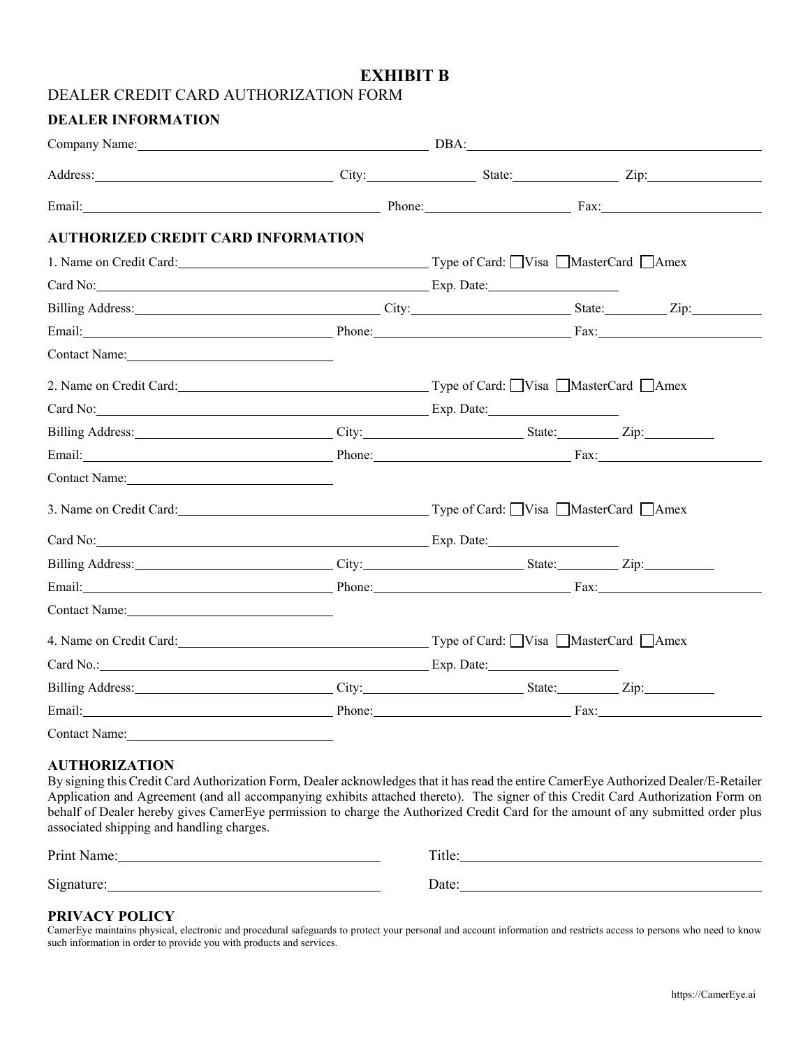# EXHIBIT B

## DEALER CREDIT CARD AUTHORIZATION FORM

### DEALER INFORMATION

Company Name: ______________________ DBA: ______________________

Address: ______________________ City: __________ State: __________ Zip: __________

Email: ______________________ Phone: __________ Fax: __________

### AUTHORIZED CREDIT CARD INFORMATION

1. Name on Credit Card: ______________________ Type of Card: ☐Visa ☐MasterCard ☐Amex

Card No: ______________________ Exp. Date: __________

Billing Address: ______________________ City: __________ State: __________ Zip: __________

Email: ______________________ Phone: __________ Fax: __________

Contact Name: ______________________

2. Name on Credit Card: ______________________ Type of Card: ☐Visa ☐MasterCard ☐Amex

Card No: ______________________ Exp. Date: __________

Billing Address: ______________________ City: __________ State: __________ Zip: __________

Email: ______________________ Phone: __________ Fax: __________

Contact Name: ______________________

3. Name on Credit Card: ______________________ Type of Card: ☐Visa ☐MasterCard ☐Amex

Card No: ______________________ Exp. Date: __________

Billing Address: ______________________ City: __________ State: __________ Zip: __________

Email: ______________________ Phone: __________ Fax: __________

Contact Name: ______________________

4. Name on Credit Card: ______________________ Type of Card: ☐Visa ☐MasterCard ☐Amex

Card No.: ______________________ Exp. Date: __________

Billing Address: ______________________ City: __________ State: __________ Zip: __________

Email: ______________________ Phone: __________ Fax: __________

Contact Name: ______________________

### AUTHORIZATION

By signing this Credit Card Authorization Form, Dealer acknowledges that it has read the entire CamerEye Authorized Dealer/E-Retailer Application and Agreement (and all accompanying exhibits attached thereto). The signer of this Credit Card Authorization Form on behalf of Dealer hereby gives CamerEye permission to charge the Authorized Credit Card for the amount of any submitted order plus associated shipping and handling charges.

Print Name: ______________________ Title: ______________________

Signature: ______________________ Date: ______________________

### PRIVACY POLICY

CamerEye maintains physical, electronic and procedural safeguards to protect your personal and account information and restricts access to persons who need to know such information in order to provide you with products and services.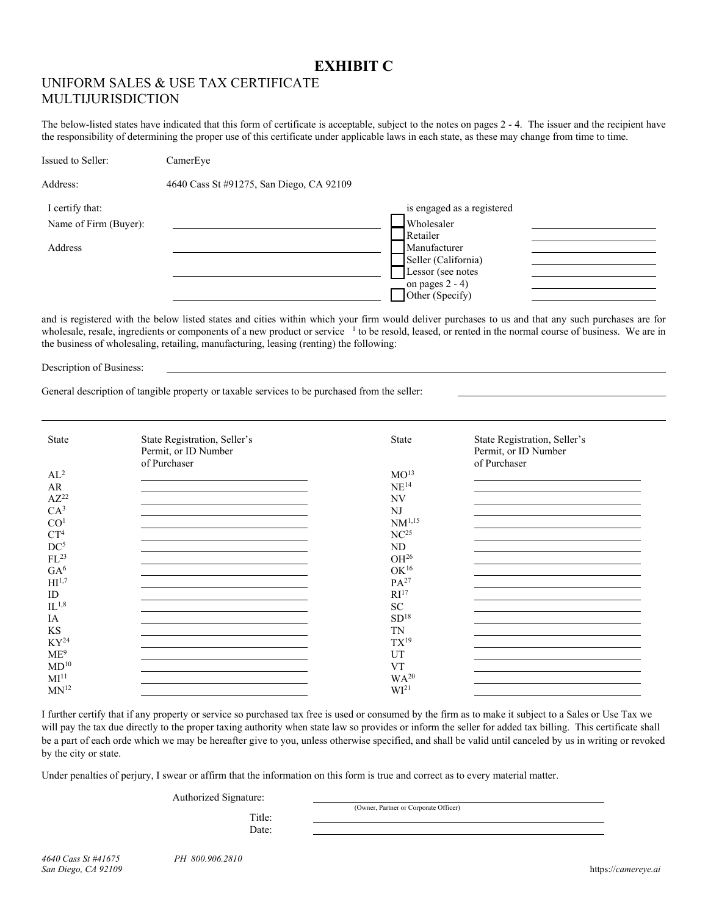# EXHIBIT C

## UNIFORM SALES & USE TAX CERTIFICATE MULTIJURISDICTION

The below-listed states have indicated that this form of certificate is acceptable, subject to the notes on pages 2 - 4. The issuer and the recipient have the responsibility of determining the proper use of this certificate under applicable laws in each state, as these may change from time to time.

Issued to Seller: CamerEye

Address: 4640 Cass St #91275, San Diego, CA 92109

I certify that: ______________________ is engaged as a registered

Name of Firm (Buyer): ______________________

Address: ______________________

______________________

______________________

- [ ] Wholesaler ______________________
- [ ] Retailer ______________________
- [ ] Manufacturer ______________________
- [ ] Seller (California) ______________________
- [ ] Lessor (see notes on pages 2 - 4) ______________________
- [ ] Other (Specify) ______________________

and is registered with the below listed states and cities within which your firm would deliver purchases to us and that any such purchases are for wholesale, resale, ingredients or components of a new product or service [1] to be resold, leased, or rented in the normal course of business. We are in the business of wholesaling, retailing, manufacturing, leasing (renting) the following:

Description of Business: ______________________

General description of tangible property or taxable services to be purchased from the seller: ______________________

______________________

| State | State Registration, Seller's Permit, or ID Number of Purchaser | State | State Registration, Seller's Permit, or ID Number of Purchaser |
|---|---|---|---|
| AL[2] | | MO[13] | |
| AR | | NE[14] | |
| AZ[22] | | NV | |
| CA[3] | | NJ | |
| CO[1] | | NM[1,15] | |
| CT[4] | | NC[25] | |
| DC[5] | | ND | |
| FL[23] | | OH[26] | |
| GA[6] | | OK[16] | |
| HI[1,7] | | PA[27] | |
| ID | | RI[17] | |
| IL[1,8] | | SC | |
| IA | | SD[18] | |
| KS | | TN | |
| KY[24] | | TX[19] | |
| ME[9] | | UT | |
| MD[10] | | VT | |
| MI[11] | | WA[20] | |
| MN[12] | | WI[21] | |

I further certify that if any property or service so purchased tax free is used or consumed by the firm as to make it subject to a Sales or Use Tax we will pay the tax due directly to the proper taxing authority when state law so provides or inform the seller for added tax billing. This certificate shall be a part of each orde which we may be hereafter give to you, unless otherwise specified, and shall be valid until canceled by us in writing or revoked by the city or state.

Under penalties of perjury, I swear or affirm that the information on this form is true and correct as to every material matter.

Authorized Signature: ______________________
(Owner, Partner or Corporate Officer)

Title: ______________________

Date: ______________________

*4640 Cass St #41675*
*San Diego, CA 92109*

*PH 800.906.2810*

https://*camereye.ai*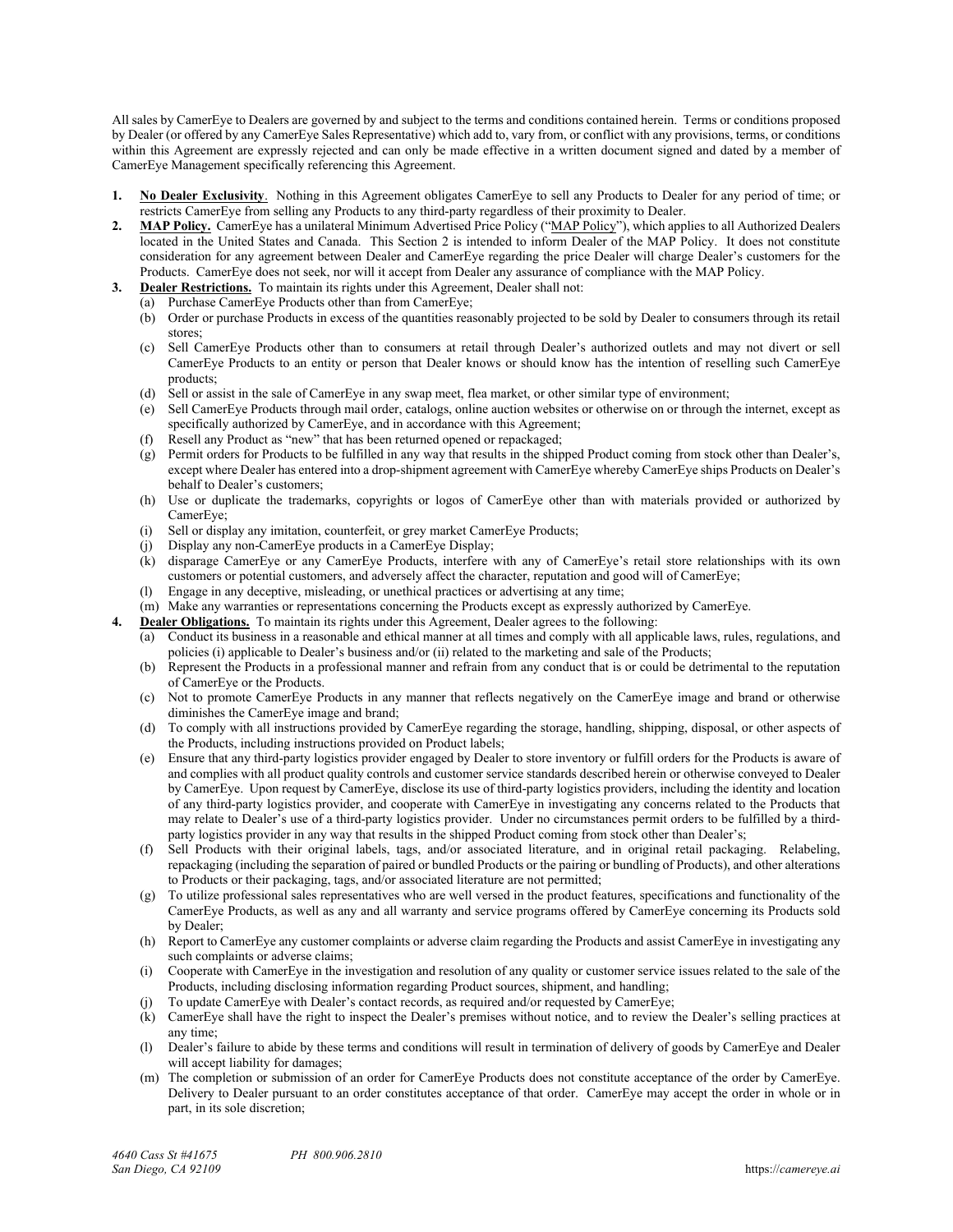All sales by CamerEye to Dealers are governed by and subject to the terms and conditions contained herein. Terms or conditions proposed by Dealer (or offered by any CamerEye Sales Representative) which add to, vary from, or conflict with any provisions, terms, or conditions within this Agreement are expressly rejected and can only be made effective in a written document signed and dated by a member of CamerEye Management specifically referencing this Agreement.

1. **No Dealer Exclusivity**. Nothing in this Agreement obligates CamerEye to sell any Products to Dealer for any period of time; or restricts CamerEye from selling any Products to any third-party regardless of their proximity to Dealer.
2. **MAP Policy.** CamerEye has a unilateral Minimum Advertised Price Policy ("MAP Policy"), which applies to all Authorized Dealers located in the United States and Canada. This Section 2 is intended to inform Dealer of the MAP Policy. It does not constitute consideration for any agreement between Dealer and CamerEye regarding the price Dealer will charge Dealer's customers for the Products. CamerEye does not seek, nor will it accept from Dealer any assurance of compliance with the MAP Policy.
3. **Dealer Restrictions.** To maintain its rights under this Agreement, Dealer shall not:
   (a) Purchase CamerEye Products other than from CamerEye;
   (b) Order or purchase Products in excess of the quantities reasonably projected to be sold by Dealer to consumers through its retail stores;
   (c) Sell CamerEye Products other than to consumers at retail through Dealer's authorized outlets and may not divert or sell CamerEye Products to an entity or person that Dealer knows or should know has the intention of reselling such CamerEye products;
   (d) Sell or assist in the sale of CamerEye in any swap meet, flea market, or other similar type of environment;
   (e) Sell CamerEye Products through mail order, catalogs, online auction websites or otherwise on or through the internet, except as specifically authorized by CamerEye, and in accordance with this Agreement;
   (f) Resell any Product as "new" that has been returned opened or repackaged;
   (g) Permit orders for Products to be fulfilled in any way that results in the shipped Product coming from stock other than Dealer's, except where Dealer has entered into a drop-shipment agreement with CamerEye whereby CamerEye ships Products on Dealer's behalf to Dealer's customers;
   (h) Use or duplicate the trademarks, copyrights or logos of CamerEye other than with materials provided or authorized by CamerEye;
   (i) Sell or display any imitation, counterfeit, or grey market CamerEye Products;
   (j) Display any non-CamerEye products in a CamerEye Display;
   (k) disparage CamerEye or any CamerEye Products, interfere with any of CamerEye's retail store relationships with its own customers or potential customers, and adversely affect the character, reputation and good will of CamerEye;
   (l) Engage in any deceptive, misleading, or unethical practices or advertising at any time;
   (m) Make any warranties or representations concerning the Products except as expressly authorized by CamerEye.
4. **Dealer Obligations.** To maintain its rights under this Agreement, Dealer agrees to the following:
   (a) Conduct its business in a reasonable and ethical manner at all times and comply with all applicable laws, rules, regulations, and policies (i) applicable to Dealer's business and/or (ii) related to the marketing and sale of the Products;
   (b) Represent the Products in a professional manner and refrain from any conduct that is or could be detrimental to the reputation of CamerEye or the Products.
   (c) Not to promote CamerEye Products in any manner that reflects negatively on the CamerEye image and brand or otherwise diminishes the CamerEye image and brand;
   (d) To comply with all instructions provided by CamerEye regarding the storage, handling, shipping, disposal, or other aspects of the Products, including instructions provided on Product labels;
   (e) Ensure that any third-party logistics provider engaged by Dealer to store inventory or fulfill orders for the Products is aware of and complies with all product quality controls and customer service standards described herein or otherwise conveyed to Dealer by CamerEye. Upon request by CamerEye, disclose its use of third-party logistics providers, including the identity and location of any third-party logistics provider, and cooperate with CamerEye in investigating any concerns related to the Products that may relate to Dealer's use of a third-party logistics provider. Under no circumstances permit orders to be fulfilled by a third-party logistics provider in any way that results in the shipped Product coming from stock other than Dealer's;
   (f) Sell Products with their original labels, tags, and/or associated literature, and in original retail packaging. Relabeling, repackaging (including the separation of paired or bundled Products or the pairing or bundling of Products), and other alterations to Products or their packaging, tags, and/or associated literature are not permitted;
   (g) To utilize professional sales representatives who are well versed in the product features, specifications and functionality of the CamerEye Products, as well as any and all warranty and service programs offered by CamerEye concerning its Products sold by Dealer;
   (h) Report to CamerEye any customer complaints or adverse claim regarding the Products and assist CamerEye in investigating any such complaints or adverse claims;
   (i) Cooperate with CamerEye in the investigation and resolution of any quality or customer service issues related to the sale of the Products, including disclosing information regarding Product sources, shipment, and handling;
   (j) To update CamerEye with Dealer's contact records, as required and/or requested by CamerEye;
   (k) CamerEye shall have the right to inspect the Dealer's premises without notice, and to review the Dealer's selling practices at any time;
   (l) Dealer's failure to abide by these terms and conditions will result in termination of delivery of goods by CamerEye and Dealer will accept liability for damages;
   (m) The completion or submission of an order for CamerEye Products does not constitute acceptance of the order by CamerEye. Delivery to Dealer pursuant to an order constitutes acceptance of that order. CamerEye may accept the order in whole or in part, in its sole discretion;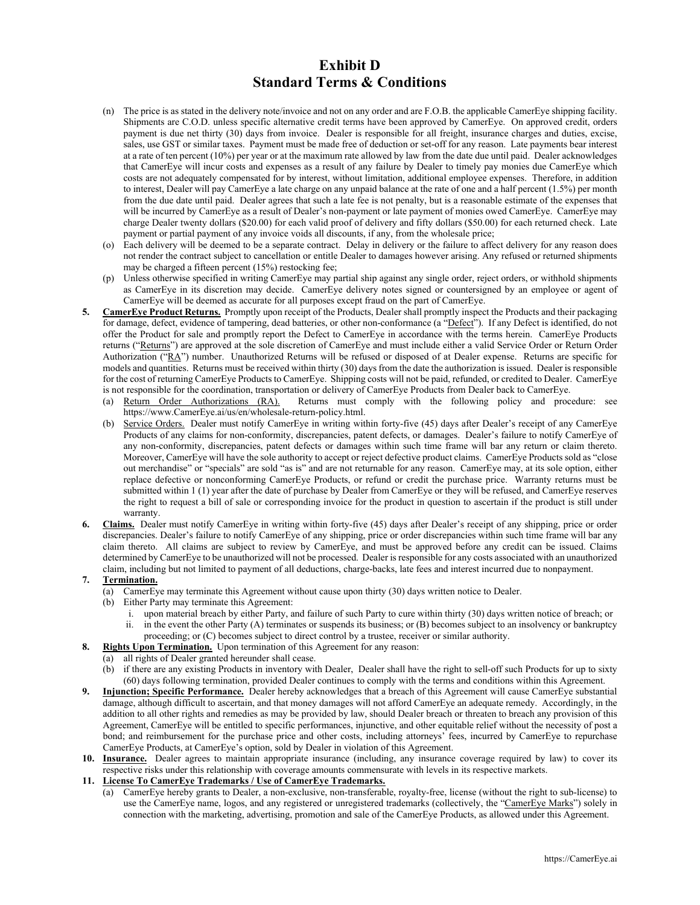# Exhibit D
# Standard Terms & Conditions

(n) The price is as stated in the delivery note/invoice and not on any order and are F.O.B. the applicable CamerEye shipping facility. Shipments are C.O.D. unless specific alternative credit terms have been approved by CamerEye. On approved credit, orders payment is due net thirty (30) days from invoice. Dealer is responsible for all freight, insurance charges and duties, excise, sales, use GST or similar taxes. Payment must be made free of deduction or set-off for any reason. Late payments bear interest at a rate of ten percent (10%) per year or at the maximum rate allowed by law from the date due until paid. Dealer acknowledges that CamerEye will incur costs and expenses as a result of any failure by Dealer to timely pay monies due CamerEye which costs are not adequately compensated for by interest, without limitation, additional employee expenses. Therefore, in addition to interest, Dealer will pay CamerEye a late charge on any unpaid balance at the rate of one and a half percent (1.5%) per month from the due date until paid. Dealer agrees that such a late fee is not penalty, but is a reasonable estimate of the expenses that will be incurred by CamerEye as a result of Dealer's non-payment or late payment of monies owed CamerEye. CamerEye may charge Dealer twenty dollars ($20.00) for each valid proof of delivery and fifty dollars ($50.00) for each returned check. Late payment or partial payment of any invoice voids all discounts, if any, from the wholesale price;

(o) Each delivery will be deemed to be a separate contract. Delay in delivery or the failure to affect delivery for any reason does not render the contract subject to cancellation or entitle Dealer to damages however arising. Any refused or returned shipments may be charged a fifteen percent (15%) restocking fee;

(p) Unless otherwise specified in writing CamerEye may partial ship against any single order, reject orders, or withhold shipments as CamerEye in its discretion may decide. CamerEye delivery notes signed or countersigned by an employee or agent of CamerEye will be deemed as accurate for all purposes except fraud on the part of CamerEye.

**5. CamerEye Product Returns.** Promptly upon receipt of the Products, Dealer shall promptly inspect the Products and their packaging for damage, defect, evidence of tampering, dead batteries, or other non-conformance (a "Defect"). If any Defect is identified, do not offer the Product for sale and promptly report the Defect to CamerEye in accordance with the terms herein. CamerEye Products returns ("Returns") are approved at the sole discretion of CamerEye and must include either a valid Service Order or Return Order Authorization ("RA") number. Unauthorized Returns will be refused or disposed of at Dealer expense. Returns are specific for models and quantities. Returns must be received within thirty (30) days from the date the authorization is issued. Dealer is responsible for the cost of returning CamerEye Products to CamerEye. Shipping costs will not be paid, refunded, or credited to Dealer. CamerEye is not responsible for the coordination, transportation or delivery of CamerEye Products from Dealer back to CamerEye.

(a) Return Order Authorizations (RA). Returns must comply with the following policy and procedure: see https://www.CamerEye.ai/us/en/wholesale-return-policy.html.

(b) Service Orders. Dealer must notify CamerEye in writing within forty-five (45) days after Dealer's receipt of any CamerEye Products of any claims for non-conformity, discrepancies, patent defects, or damages. Dealer's failure to notify CamerEye of any non-conformity, discrepancies, patent defects or damages within such time frame will bar any return or claim thereto. Moreover, CamerEye will have the sole authority to accept or reject defective product claims. CamerEye Products sold as "close out merchandise" or "specials" are sold "as is" and are not returnable for any reason. CamerEye may, at its sole option, either replace defective or nonconforming CamerEye Products, or refund or credit the purchase price. Warranty returns must be submitted within 1 (1) year after the date of purchase by Dealer from CamerEye or they will be refused, and CamerEye reserves the right to request a bill of sale or corresponding invoice for the product in question to ascertain if the product is still under warranty.

**6. Claims.** Dealer must notify CamerEye in writing within forty-five (45) days after Dealer's receipt of any shipping, price or order discrepancies. Dealer's failure to notify CamerEye of any shipping, price or order discrepancies within such time frame will bar any claim thereto. All claims are subject to review by CamerEye, and must be approved before any credit can be issued. Claims determined by CamerEye to be unauthorized will not be processed. Dealer is responsible for any costs associated with an unauthorized claim, including but not limited to payment of all deductions, charge-backs, late fees and interest incurred due to nonpayment.

**7. Termination.**

(a) CamerEye may terminate this Agreement without cause upon thirty (30) days written notice to Dealer.

(b) Either Party may terminate this Agreement:

i. upon material breach by either Party, and failure of such Party to cure within thirty (30) days written notice of breach; or

ii. in the event the other Party (A) terminates or suspends its business; or (B) becomes subject to an insolvency or bankruptcy proceeding; or (C) becomes subject to direct control by a trustee, receiver or similar authority.

**8. Rights Upon Termination.** Upon termination of this Agreement for any reason:

(a) all rights of Dealer granted hereunder shall cease.

(b) if there are any existing Products in inventory with Dealer, Dealer shall have the right to sell-off such Products for up to sixty (60) days following termination, provided Dealer continues to comply with the terms and conditions within this Agreement.

**9. Injunction; Specific Performance.** Dealer hereby acknowledges that a breach of this Agreement will cause CamerEye substantial damage, although difficult to ascertain, and that money damages will not afford CamerEye an adequate remedy. Accordingly, in the addition to all other rights and remedies as may be provided by law, should Dealer breach or threaten to breach any provision of this Agreement, CamerEye will be entitled to specific performances, injunctive, and other equitable relief without the necessity of post a bond; and reimbursement for the purchase price and other costs, including attorneys' fees, incurred by CamerEye to repurchase CamerEye Products, at CamerEye's option, sold by Dealer in violation of this Agreement.

**10. Insurance.** Dealer agrees to maintain appropriate insurance (including, any insurance coverage required by law) to cover its respective risks under this relationship with coverage amounts commensurate with levels in its respective markets.

**11. License To CamerEye Trademarks / Use of CamerEye Trademarks.**

(a) CamerEye hereby grants to Dealer, a non-exclusive, non-transferable, royalty-free, license (without the right to sub-license) to use the CamerEye name, logos, and any registered or unregistered trademarks (collectively, the "CamerEye Marks") solely in connection with the marketing, advertising, promotion and sale of the CamerEye Products, as allowed under this Agreement.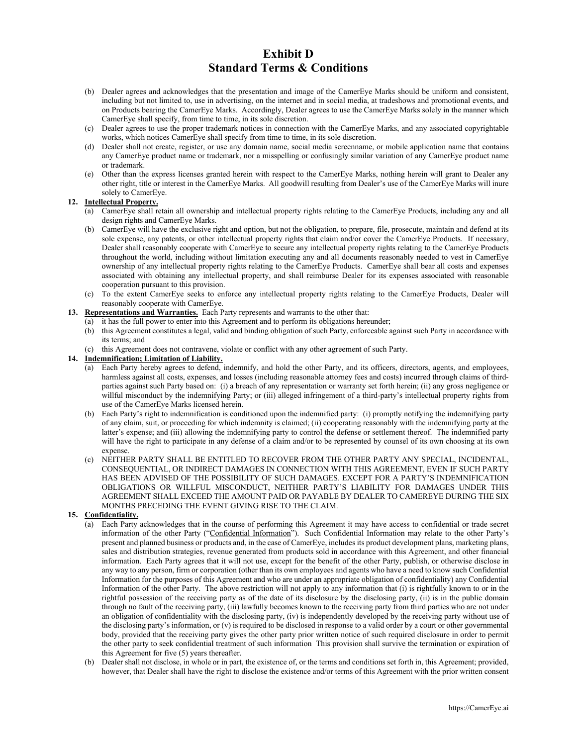# Exhibit D
# Standard Terms & Conditions

(b) Dealer agrees and acknowledges that the presentation and image of the CamerEye Marks should be uniform and consistent, including but not limited to, use in advertising, on the internet and in social media, at tradeshows and promotional events, and on Products bearing the CamerEye Marks. Accordingly, Dealer agrees to use the CamerEye Marks solely in the manner which CamerEye shall specify, from time to time, in its sole discretion.

(c) Dealer agrees to use the proper trademark notices in connection with the CamerEye Marks, and any associated copyrightable works, which notices CamerEye shall specify from time to time, in its sole discretion.

(d) Dealer shall not create, register, or use any domain name, social media screenname, or mobile application name that contains any CamerEye product name or trademark, nor a misspelling or confusingly similar variation of any CamerEye product name or trademark.

(e) Other than the express licenses granted herein with respect to the CamerEye Marks, nothing herein will grant to Dealer any other right, title or interest in the CamerEye Marks. All goodwill resulting from Dealer's use of the CamerEye Marks will inure solely to CamerEye.

**12. Intellectual Property.**

(a) CamerEye shall retain all ownership and intellectual property rights relating to the CamerEye Products, including any and all design rights and CamerEye Marks.

(b) CamerEye will have the exclusive right and option, but not the obligation, to prepare, file, prosecute, maintain and defend at its sole expense, any patents, or other intellectual property rights that claim and/or cover the CamerEye Products. If necessary, Dealer shall reasonably cooperate with CamerEye to secure any intellectual property rights relating to the CamerEye Products throughout the world, including without limitation executing any and all documents reasonably needed to vest in CamerEye ownership of any intellectual property rights relating to the CamerEye Products. CamerEye shall bear all costs and expenses associated with obtaining any intellectual property, and shall reimburse Dealer for its expenses associated with reasonable cooperation pursuant to this provision.

(c) To the extent CamerEye seeks to enforce any intellectual property rights relating to the CamerEye Products, Dealer will reasonably cooperate with CamerEye.

**13. Representations and Warranties.** Each Party represents and warrants to the other that:

(a) it has the full power to enter into this Agreement and to perform its obligations hereunder;

(b) this Agreement constitutes a legal, valid and binding obligation of such Party, enforceable against such Party in accordance with its terms; and

(c) this Agreement does not contravene, violate or conflict with any other agreement of such Party.

**14. Indemnification; Limitation of Liability.**

(a) Each Party hereby agrees to defend, indemnify, and hold the other Party, and its officers, directors, agents, and employees, harmless against all costs, expenses, and losses (including reasonable attorney fees and costs) incurred through claims of third-parties against such Party based on: (i) a breach of any representation or warranty set forth herein; (ii) any gross negligence or willful misconduct by the indemnifying Party; or (iii) alleged infringement of a third-party's intellectual property rights from use of the CamerEye Marks licensed herein.

(b) Each Party's right to indemnification is conditioned upon the indemnified party: (i) promptly notifying the indemnifying party of any claim, suit, or proceeding for which indemnity is claimed; (ii) cooperating reasonably with the indemnifying party at the latter's expense; and (iii) allowing the indemnifying party to control the defense or settlement thereof. The indemnified party will have the right to participate in any defense of a claim and/or to be represented by counsel of its own choosing at its own expense.

(c) NEITHER PARTY SHALL BE ENTITLED TO RECOVER FROM THE OTHER PARTY ANY SPECIAL, INCIDENTAL, CONSEQUENTIAL, OR INDIRECT DAMAGES IN CONNECTION WITH THIS AGREEMENT, EVEN IF SUCH PARTY HAS BEEN ADVISED OF THE POSSIBILITY OF SUCH DAMAGES. EXCEPT FOR A PARTY'S INDEMNIFICATION OBLIGATIONS OR WILLFUL MISCONDUCT, NEITHER PARTY'S LIABILITY FOR DAMAGES UNDER THIS AGREEMENT SHALL EXCEED THE AMOUNT PAID OR PAYABLE BY DEALER TO CAMEREYE DURING THE SIX MONTHS PRECEDING THE EVENT GIVING RISE TO THE CLAIM.

**15. Confidentiality.**

(a) Each Party acknowledges that in the course of performing this Agreement it may have access to confidential or trade secret information of the other Party ("Confidential Information"). Such Confidential Information may relate to the other Party's present and planned business or products and, in the case of CamerEye, includes its product development plans, marketing plans, sales and distribution strategies, revenue generated from products sold in accordance with this Agreement, and other financial information. Each Party agrees that it will not use, except for the benefit of the other Party, publish, or otherwise disclose in any way to any person, firm or corporation (other than its own employees and agents who have a need to know such Confidential Information for the purposes of this Agreement and who are under an appropriate obligation of confidentiality) any Confidential Information of the other Party. The above restriction will not apply to any information that (i) is rightfully known to or in the rightful possession of the receiving party as of the date of its disclosure by the disclosing party, (ii) is in the public domain through no fault of the receiving party, (iii) lawfully becomes known to the receiving party from third parties who are not under an obligation of confidentiality with the disclosing party, (iv) is independently developed by the receiving party without use of the disclosing party's information, or (v) is required to be disclosed in response to a valid order by a court or other governmental body, provided that the receiving party gives the other party prior written notice of such required disclosure in order to permit the other party to seek confidential treatment of such information This provision shall survive the termination or expiration of this Agreement for five (5) years thereafter.

(b) Dealer shall not disclose, in whole or in part, the existence of, or the terms and conditions set forth in, this Agreement; provided, however, that Dealer shall have the right to disclose the existence and/or terms of this Agreement with the prior written consent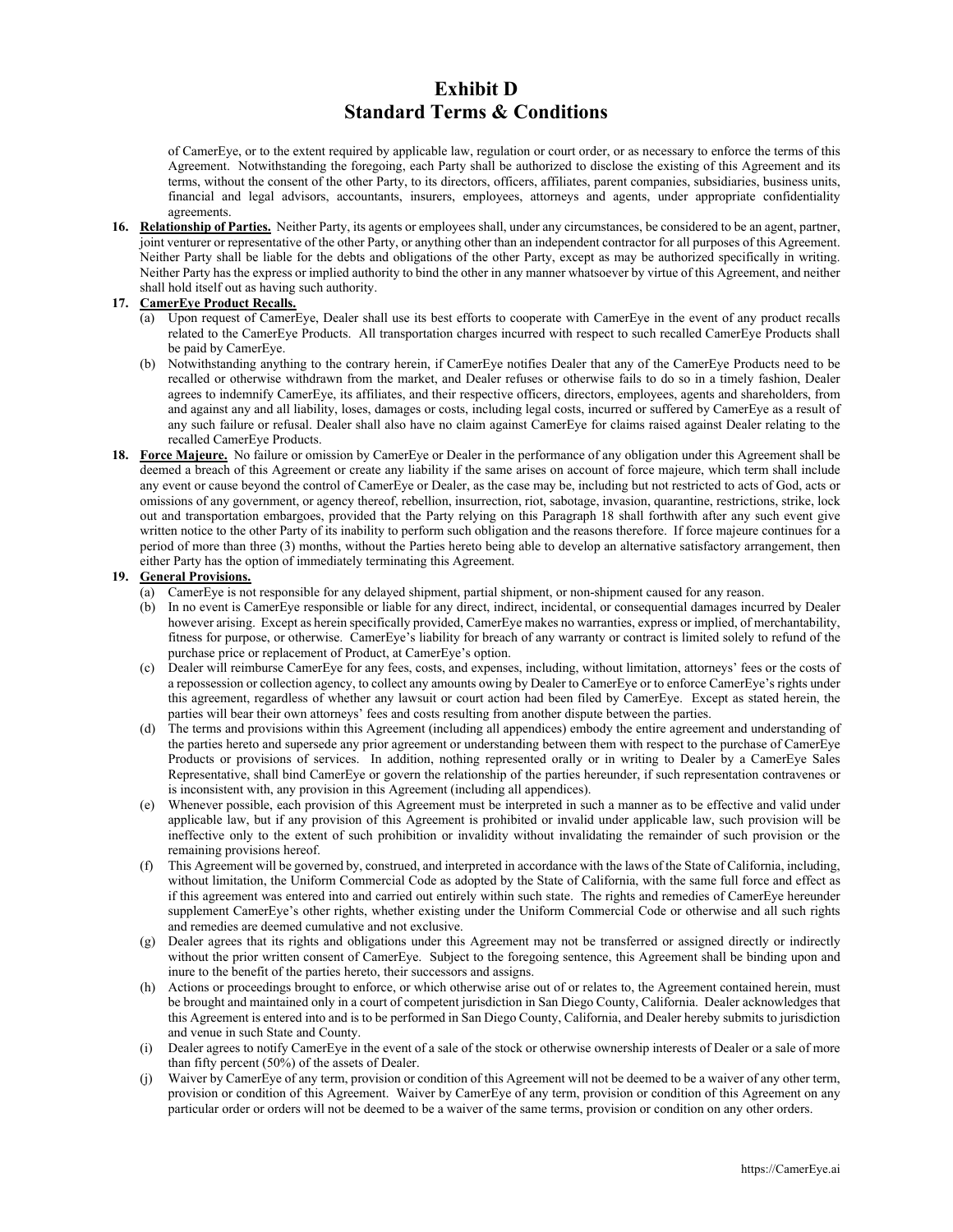# Exhibit D
# Standard Terms & Conditions

of CamerEye, or to the extent required by applicable law, regulation or court order, or as necessary to enforce the terms of this Agreement. Notwithstanding the foregoing, each Party shall be authorized to disclose the existing of this Agreement and its terms, without the consent of the other Party, to its directors, officers, affiliates, parent companies, subsidiaries, business units, financial and legal advisors, accountants, insurers, employees, attorneys and agents, under appropriate confidentiality agreements.

**16. Relationship of Parties.** Neither Party, its agents or employees shall, under any circumstances, be considered to be an agent, partner, joint venturer or representative of the other Party, or anything other than an independent contractor for all purposes of this Agreement. Neither Party shall be liable for the debts and obligations of the other Party, except as may be authorized specifically in writing. Neither Party has the express or implied authority to bind the other in any manner whatsoever by virtue of this Agreement, and neither shall hold itself out as having such authority.

**17. CamerEye Product Recalls.**

(a) Upon request of CamerEye, Dealer shall use its best efforts to cooperate with CamerEye in the event of any product recalls related to the CamerEye Products. All transportation charges incurred with respect to such recalled CamerEye Products shall be paid by CamerEye.

(b) Notwithstanding anything to the contrary herein, if CamerEye notifies Dealer that any of the CamerEye Products need to be recalled or otherwise withdrawn from the market, and Dealer refuses or otherwise fails to do so in a timely fashion, Dealer agrees to indemnify CamerEye, its affiliates, and their respective officers, directors, employees, agents and shareholders, from and against any and all liability, loses, damages or costs, including legal costs, incurred or suffered by CamerEye as a result of any such failure or refusal. Dealer shall also have no claim against CamerEye for claims raised against Dealer relating to the recalled CamerEye Products.

**18. Force Majeure.** No failure or omission by CamerEye or Dealer in the performance of any obligation under this Agreement shall be deemed a breach of this Agreement or create any liability if the same arises on account of force majeure, which term shall include any event or cause beyond the control of CamerEye or Dealer, as the case may be, including but not restricted to acts of God, acts or omissions of any government, or agency thereof, rebellion, insurrection, riot, sabotage, invasion, quarantine, restrictions, strike, lock out and transportation embargoes, provided that the Party relying on this Paragraph 18 shall forthwith after any such event give written notice to the other Party of its inability to perform such obligation and the reasons therefore. If force majeure continues for a period of more than three (3) months, without the Parties hereto being able to develop an alternative satisfactory arrangement, then either Party has the option of immediately terminating this Agreement.

**19. General Provisions.**

(a) CamerEye is not responsible for any delayed shipment, partial shipment, or non-shipment caused for any reason.

(b) In no event is CamerEye responsible or liable for any direct, indirect, incidental, or consequential damages incurred by Dealer however arising. Except as herein specifically provided, CamerEye makes no warranties, express or implied, of merchantability, fitness for purpose, or otherwise. CamerEye's liability for breach of any warranty or contract is limited solely to refund of the purchase price or replacement of Product, at CamerEye's option.

(c) Dealer will reimburse CamerEye for any fees, costs, and expenses, including, without limitation, attorneys' fees or the costs of a repossession or collection agency, to collect any amounts owing by Dealer to CamerEye or to enforce CamerEye's rights under this agreement, regardless of whether any lawsuit or court action had been filed by CamerEye. Except as stated herein, the parties will bear their own attorneys' fees and costs resulting from another dispute between the parties.

(d) The terms and provisions within this Agreement (including all appendices) embody the entire agreement and understanding of the parties hereto and supersede any prior agreement or understanding between them with respect to the purchase of CamerEye Products or provisions of services. In addition, nothing represented orally or in writing to Dealer by a CamerEye Sales Representative, shall bind CamerEye or govern the relationship of the parties hereunder, if such representation contravenes or is inconsistent with, any provision in this Agreement (including all appendices).

(e) Whenever possible, each provision of this Agreement must be interpreted in such a manner as to be effective and valid under applicable law, but if any provision of this Agreement is prohibited or invalid under applicable law, such provision will be ineffective only to the extent of such prohibition or invalidity without invalidating the remainder of such provision or the remaining provisions hereof.

(f) This Agreement will be governed by, construed, and interpreted in accordance with the laws of the State of California, including, without limitation, the Uniform Commercial Code as adopted by the State of California, with the same full force and effect as if this agreement was entered into and carried out entirely within such state. The rights and remedies of CamerEye hereunder supplement CamerEye's other rights, whether existing under the Uniform Commercial Code or otherwise and all such rights and remedies are deemed cumulative and not exclusive.

(g) Dealer agrees that its rights and obligations under this Agreement may not be transferred or assigned directly or indirectly without the prior written consent of CamerEye. Subject to the foregoing sentence, this Agreement shall be binding upon and inure to the benefit of the parties hereto, their successors and assigns.

(h) Actions or proceedings brought to enforce, or which otherwise arise out of or relates to, the Agreement contained herein, must be brought and maintained only in a court of competent jurisdiction in San Diego County, California. Dealer acknowledges that this Agreement is entered into and is to be performed in San Diego County, California, and Dealer hereby submits to jurisdiction and venue in such State and County.

(i) Dealer agrees to notify CamerEye in the event of a sale of the stock or otherwise ownership interests of Dealer or a sale of more than fifty percent (50%) of the assets of Dealer.

(j) Waiver by CamerEye of any term, provision or condition of this Agreement will not be deemed to be a waiver of any other term, provision or condition of this Agreement. Waiver by CamerEye of any term, provision or condition of this Agreement on any particular order or orders will not be deemed to be a waiver of the same terms, provision or condition on any other orders.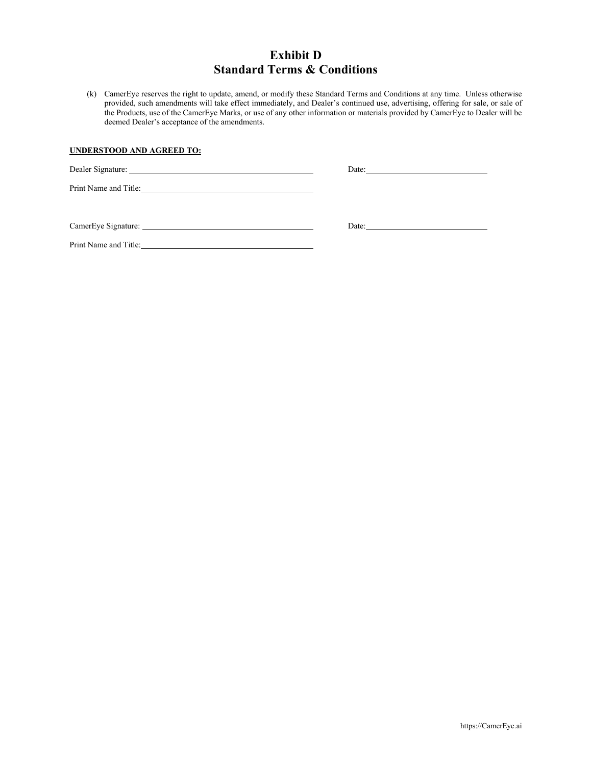# Exhibit D
# Standard Terms & Conditions

(k) CamerEye reserves the right to update, amend, or modify these Standard Terms and Conditions at any time. Unless otherwise provided, such amendments will take effect immediately, and Dealer's continued use, advertising, offering for sale, or sale of the Products, use of the CamerEye Marks, or use of any other information or materials provided by CamerEye to Dealer will be deemed Dealer's acceptance of the amendments.

**UNDERSTOOD AND AGREED TO:**

Dealer Signature: ______________________________ Date: ____________________

Print Name and Title: ______________________________

CamerEye Signature: ______________________________ Date: ____________________

Print Name and Title: ______________________________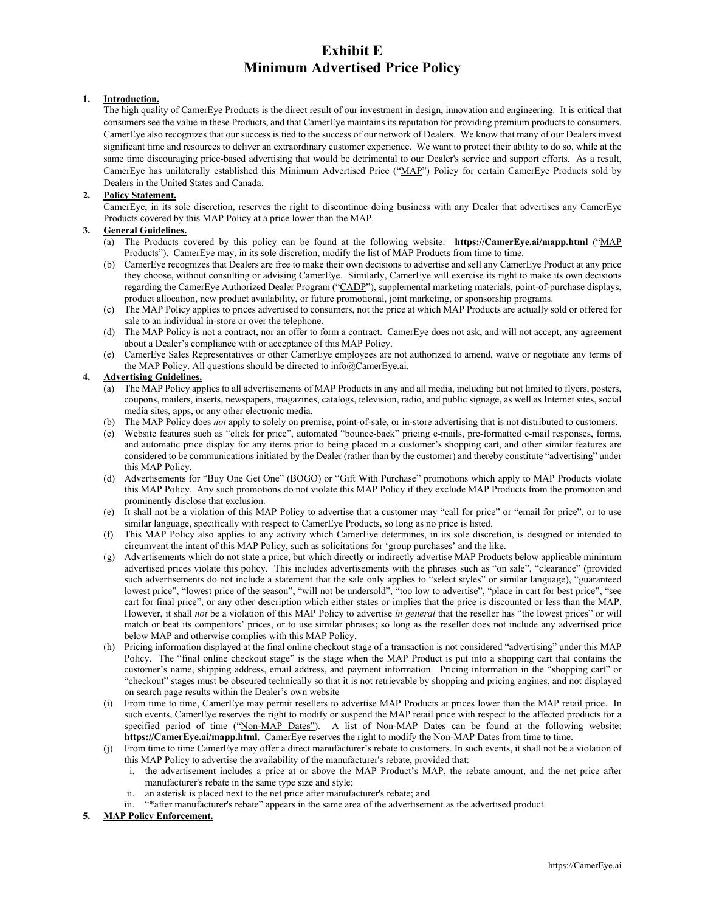# Exhibit E
# Minimum Advertised Price Policy

1. **Introduction.**
   The high quality of CamerEye Products is the direct result of our investment in design, innovation and engineering. It is critical that consumers see the value in these Products, and that CamerEye maintains its reputation for providing premium products to consumers. CamerEye also recognizes that our success is tied to the success of our network of Dealers. We know that many of our Dealers invest significant time and resources to deliver an extraordinary customer experience. We want to protect their ability to do so, while at the same time discouraging price-based advertising that would be detrimental to our Dealer's service and support efforts. As a result, CamerEye has unilaterally established this Minimum Advertised Price ("MAP") Policy for certain CamerEye Products sold by Dealers in the United States and Canada.

2. **Policy Statement.**
   CamerEye, in its sole discretion, reserves the right to discontinue doing business with any Dealer that advertises any CamerEye Products covered by this MAP Policy at a price lower than the MAP.

3. **General Guidelines.**
   (a) The Products covered by this policy can be found at the following website: **https://CamerEye.ai/mapp.html** ("MAP Products"). CamerEye may, in its sole discretion, modify the list of MAP Products from time to time.
   (b) CamerEye recognizes that Dealers are free to make their own decisions to advertise and sell any CamerEye Product at any price they choose, without consulting or advising CamerEye. Similarly, CamerEye will exercise its right to make its own decisions regarding the CamerEye Authorized Dealer Program ("CADP"), supplemental marketing materials, point-of-purchase displays, product allocation, new product availability, or future promotional, joint marketing, or sponsorship programs.
   (c) The MAP Policy applies to prices advertised to consumers, not the price at which MAP Products are actually sold or offered for sale to an individual in-store or over the telephone.
   (d) The MAP Policy is not a contract, nor an offer to form a contract. CamerEye does not ask, and will not accept, any agreement about a Dealer's compliance with or acceptance of this MAP Policy.
   (e) CamerEye Sales Representatives or other CamerEye employees are not authorized to amend, waive or negotiate any terms of the MAP Policy. All questions should be directed to info@CamerEye.ai.

4. **Advertising Guidelines.**
   (a) The MAP Policy applies to all advertisements of MAP Products in any and all media, including but not limited to flyers, posters, coupons, mailers, inserts, newspapers, magazines, catalogs, television, radio, and public signage, as well as Internet sites, social media sites, apps, or any other electronic media.
   (b) The MAP Policy does *not* apply to solely on premise, point-of-sale, or in-store advertising that is not distributed to customers.
   (c) Website features such as "click for price", automated "bounce-back" pricing e-mails, pre-formatted e-mail responses, forms, and automatic price display for any items prior to being placed in a customer's shopping cart, and other similar features are considered to be communications initiated by the Dealer (rather than by the customer) and thereby constitute "advertising" under this MAP Policy.
   (d) Advertisements for "Buy One Get One" (BOGO) or "Gift With Purchase" promotions which apply to MAP Products violate this MAP Policy. Any such promotions do not violate this MAP Policy if they exclude MAP Products from the promotion and prominently disclose that exclusion.
   (e) It shall not be a violation of this MAP Policy to advertise that a customer may "call for price" or "email for price", or to use similar language, specifically with respect to CamerEye Products, so long as no price is listed.
   (f) This MAP Policy also applies to any activity which CamerEye determines, in its sole discretion, is designed or intended to circumvent the intent of this MAP Policy, such as solicitations for 'group purchases' and the like.
   (g) Advertisements which do not state a price, but which directly or indirectly advertise MAP Products below applicable minimum advertised prices violate this policy. This includes advertisements with the phrases such as "on sale", "clearance" (provided such advertisements do not include a statement that the sale only applies to "select styles" or similar language), "guaranteed lowest price", "lowest price of the season", "will not be undersold", "too low to advertise", "place in cart for best price", "see cart for final price", or any other description which either states or implies that the price is discounted or less than the MAP. However, it shall *not* be a violation of this MAP Policy to advertise *in general* that the reseller has "the lowest prices" or will match or beat its competitors' prices, or to use similar phrases; so long as the reseller does not include any advertised price below MAP and otherwise complies with this MAP Policy.
   (h) Pricing information displayed at the final online checkout stage of a transaction is not considered "advertising" under this MAP Policy. The "final online checkout stage" is the stage when the MAP Product is put into a shopping cart that contains the customer's name, shipping address, email address, and payment information. Pricing information in the "shopping cart" or "checkout" stages must be obscured technically so that it is not retrievable by shopping and pricing engines, and not displayed on search page results within the Dealer's own website
   (i) From time to time, CamerEye may permit resellers to advertise MAP Products at prices lower than the MAP retail price. In such events, CamerEye reserves the right to modify or suspend the MAP retail price with respect to the affected products for a specified period of time ("Non-MAP Dates"). A list of Non-MAP Dates can be found at the following website: **https://CamerEye.ai/mapp.html**. CamerEye reserves the right to modify the Non-MAP Dates from time to time.
   (j) From time to time CamerEye may offer a direct manufacturer's rebate to customers. In such events, it shall not be a violation of this MAP Policy to advertise the availability of the manufacturer's rebate, provided that:
      i. the advertisement includes a price at or above the MAP Product's MAP, the rebate amount, and the net price after manufacturer's rebate in the same type size and style;
      ii. an asterisk is placed next to the net price after manufacturer's rebate; and
      iii. "*after manufacturer's rebate" appears in the same area of the advertisement as the advertised product.

5. **MAP Policy Enforcement.**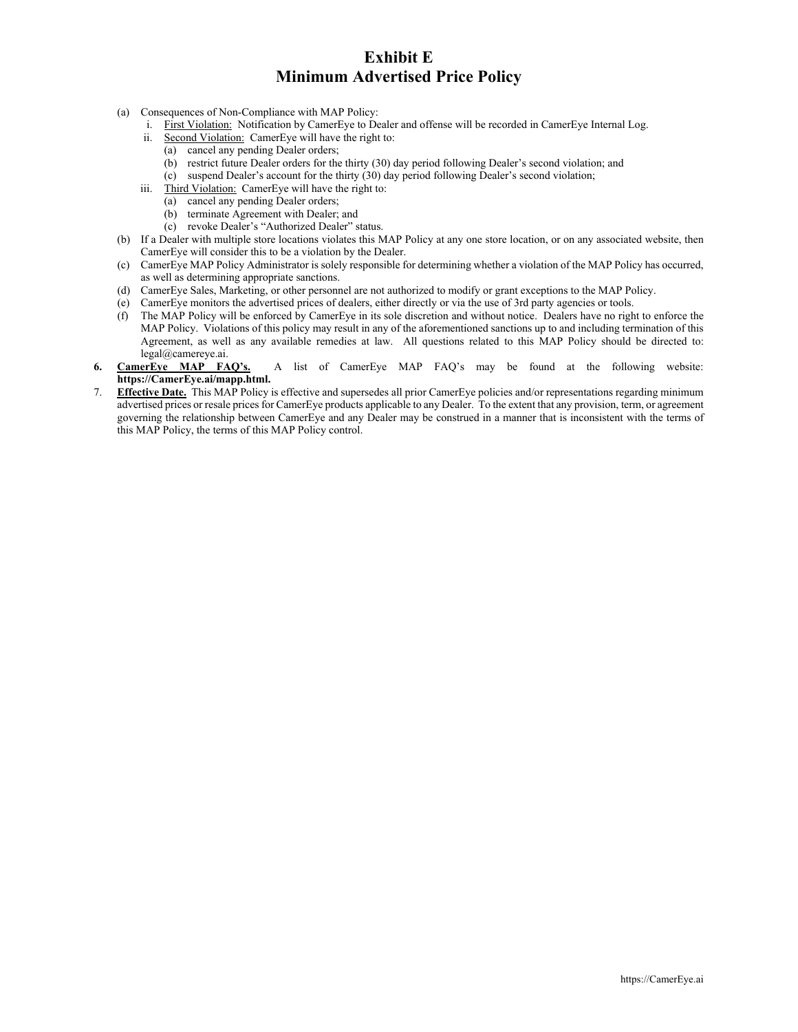# Exhibit E
# Minimum Advertised Price Policy

(a) Consequences of Non-Compliance with MAP Policy:

   i. First Violation: Notification by CamerEye to Dealer and offense will be recorded in CamerEye Internal Log.

   ii. Second Violation: CamerEye will have the right to:

      (a) cancel any pending Dealer orders;

      (b) restrict future Dealer orders for the thirty (30) day period following Dealer's second violation; and

      (c) suspend Dealer's account for the thirty (30) day period following Dealer's second violation;

   iii. Third Violation: CamerEye will have the right to:

      (a) cancel any pending Dealer orders;

      (b) terminate Agreement with Dealer; and

      (c) revoke Dealer's "Authorized Dealer" status.

(b) If a Dealer with multiple store locations violates this MAP Policy at any one store location, or on any associated website, then CamerEye will consider this to be a violation by the Dealer.

(c) CamerEye MAP Policy Administrator is solely responsible for determining whether a violation of the MAP Policy has occurred, as well as determining appropriate sanctions.

(d) CamerEye Sales, Marketing, or other personnel are not authorized to modify or grant exceptions to the MAP Policy.

(e) CamerEye monitors the advertised prices of dealers, either directly or via the use of 3rd party agencies or tools.

(f) The MAP Policy will be enforced by CamerEye in its sole discretion and without notice. Dealers have no right to enforce the MAP Policy. Violations of this policy may result in any of the aforementioned sanctions up to and including termination of this Agreement, as well as any available remedies at law. All questions related to this MAP Policy should be directed to: legal@camereye.ai.

**6. CamerEye MAP FAQ's.** A list of CamerEye MAP FAQ's may be found at the following website: **https://CamerEye.ai/mapp.html.**

7. **Effective Date.** This MAP Policy is effective and supersedes all prior CamerEye policies and/or representations regarding minimum advertised prices or resale prices for CamerEye products applicable to any Dealer. To the extent that any provision, term, or agreement governing the relationship between CamerEye and any Dealer may be construed in a manner that is inconsistent with the terms of this MAP Policy, the terms of this MAP Policy control.